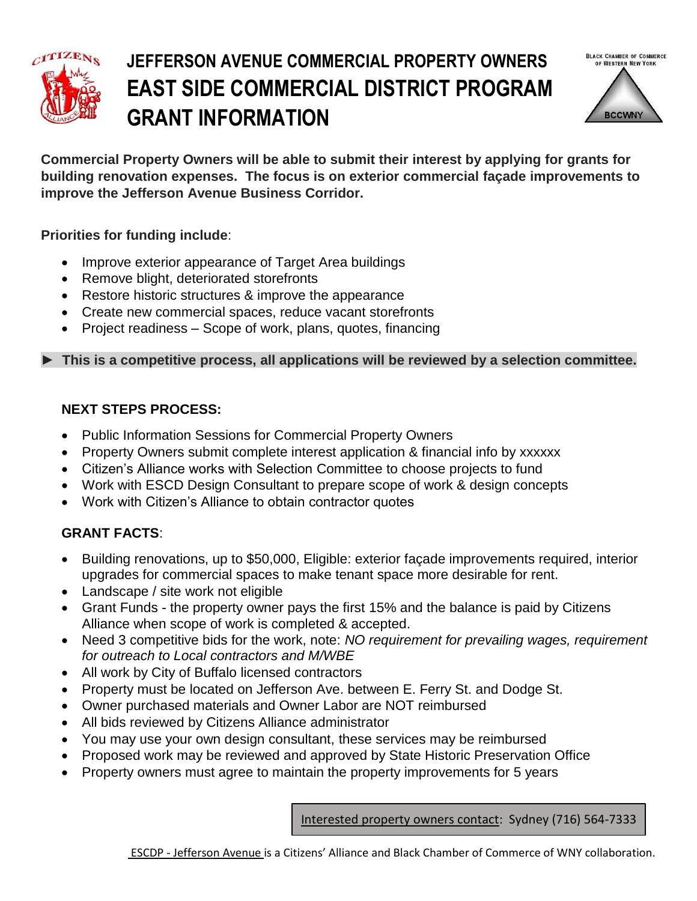# JEFFERSON AVENUE COMMERCIAL PROPERTY OWNERS
# EAST SIDE COMMERCIAL DISTRICT PROGRAM
# GRANT INFORMATION

**Commercial Property Owners will be able to submit their interest by applying for grants for building renovation expenses. The focus is on exterior commercial façade improvements to improve the Jefferson Avenue Business Corridor.**

**Priorities for funding include**:

- Improve exterior appearance of Target Area buildings
- Remove blight, deteriorated storefronts
- Restore historic structures & improve the appearance
- Create new commercial spaces, reduce vacant storefronts
- Project readiness – Scope of work, plans, quotes, financing

**► This is a competitive process, all applications will be reviewed by a selection committee.**

## NEXT STEPS PROCESS:

- Public Information Sessions for Commercial Property Owners
- Property Owners submit complete interest application & financial info by xxxxxx
- Citizen's Alliance works with Selection Committee to choose projects to fund
- Work with ESCD Design Consultant to prepare scope of work & design concepts
- Work with Citizen's Alliance to obtain contractor quotes

## GRANT FACTS:

- Building renovations, up to $50,000, Eligible: exterior façade improvements required, interior upgrades for commercial spaces to make tenant space more desirable for rent.
- Landscape / site work not eligible
- Grant Funds - the property owner pays the first 15% and the balance is paid by Citizens Alliance when scope of work is completed & accepted.
- Need 3 competitive bids for the work, note: *NO requirement for prevailing wages, requirement for outreach to Local contractors and M/WBE*
- All work by City of Buffalo licensed contractors
- Property must be located on Jefferson Ave. between E. Ferry St. and Dodge St.
- Owner purchased materials and Owner Labor are NOT reimbursed
- All bids reviewed by Citizens Alliance administrator
- You may use your own design consultant, these services may be reimbursed
- Proposed work may be reviewed and approved by State Historic Preservation Office
- Property owners must agree to maintain the property improvements for 5 years

Interested property owners contact: Sydney (716) 564-7333

ESCDP - Jefferson Avenue is a Citizens' Alliance and Black Chamber of Commerce of WNY collaboration.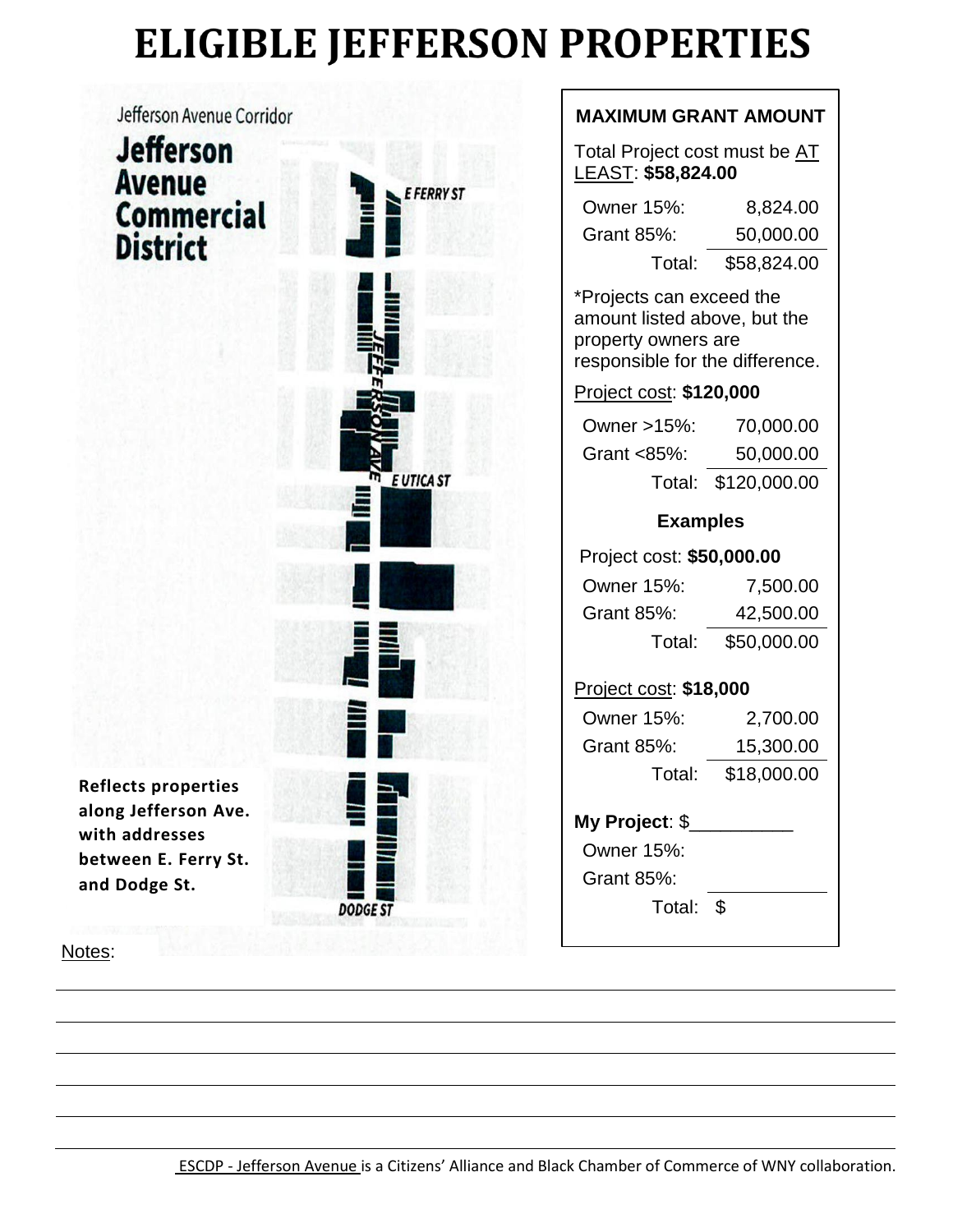# ELIGIBLE JEFFERSON PROPERTIES

Jefferson Avenue Corridor

**Jefferson Avenue Commercial District**

E FERRY ST

JEFFERSON AVE

E UTICA ST

DODGE ST

**Reflects properties along Jefferson Ave. with addresses between E. Ferry St. and Dodge St.**

**MAXIMUM GRANT AMOUNT**

Total Project cost must be AT LEAST: **$58,824.00**

| | |
|---|---|
| Owner 15%: | 8,824.00 |
| Grant 85%: | 50,000.00 |
| Total: | $58,824.00 |

*Projects can exceed the amount listed above, but the property owners are responsible for the difference.

Project cost: **$120,000**

| | |
|---|---|
| Owner >15%: | 70,000.00 |
| Grant <85%: | 50,000.00 |
| Total: | $120,000.00 |

**Examples**

Project cost: **$50,000.00**

| | |
|---|---|
| Owner 15%: | 7,500.00 |
| Grant 85%: | 42,500.00 |
| Total: | $50,000.00 |

Project cost: **$18,000**

| | |
|---|---|
| Owner 15%: | 2,700.00 |
| Grant 85%: | 15,300.00 |
| Total: | $18,000.00 |

**My Project**: $__________

| | |
|---|---|
| Owner 15%: | |
| Grant 85%: | |
| Total: | $ |

Notes:

ESCDP - Jefferson Avenue is a Citizens' Alliance and Black Chamber of Commerce of WNY collaboration.